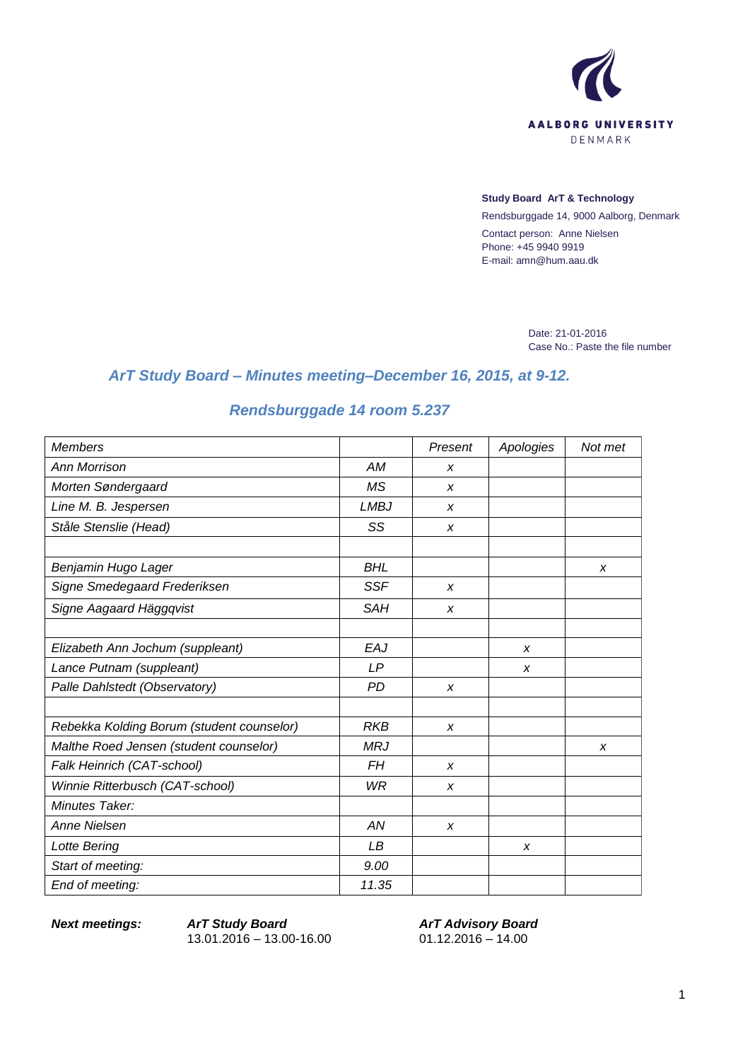AALBORG UNIVERSITY
DENMARK

**Study Board ArT & Technology**

Rendsburggade 14, 9000 Aalborg, Denmark

Contact person: Anne Nielsen
Phone: +45 9940 9919
E-mail: amn@hum.aau.dk

Date: 21-01-2016
Case No.: Paste the file number

## *ArT Study Board – Minutes meeting–December 16, 2015, at 9-12.*

## *Rendsburggade 14 room 5.237*

| *Members* | | *Present* | *Apologies* | *Not met* |
|---|---|---|---|---|
| *Ann Morrison* | *AM* | *x* | | |
| *Morten Søndergaard* | *MS* | *x* | | |
| *Line M. B. Jespersen* | *LMBJ* | *x* | | |
| *Ståle Stenslie (Head)* | *SS* | *x* | | |
| | | | | |
| *Benjamin Hugo Lager* | *BHL* | | | *x* |
| *Signe Smedegaard Frederiksen* | *SSF* | *x* | | |
| *Signe Aagaard Häggqvist* | *SAH* | *x* | | |
| | | | | |
| *Elizabeth Ann Jochum (suppleant)* | *EAJ* | | *x* | |
| *Lance Putnam (suppleant)* | *LP* | | *x* | |
| *Palle Dahlstedt (Observatory)* | *PD* | *x* | | |
| | | | | |
| *Rebekka Kolding Borum (student counselor)* | *RKB* | *x* | | |
| *Malthe Roed Jensen (student counselor)* | *MRJ* | | | *x* |
| *Falk Heinrich (CAT-school)* | *FH* | *x* | | |
| *Winnie Ritterbusch (CAT-school)* | *WR* | *x* | | |
| *Minutes Taker:* | | | | |
| *Anne Nielsen* | *AN* | *x* | | |
| *Lotte Bering* | *LB* | | *x* | |
| *Start of meeting:* | *9.00* | | | |
| *End of meeting:* | *11.35* | | | |

***Next meetings:***

***ArT Study Board***
13.01.2016 – 13.00-16.00

***ArT Advisory Board***
01.12.2016 – 14.00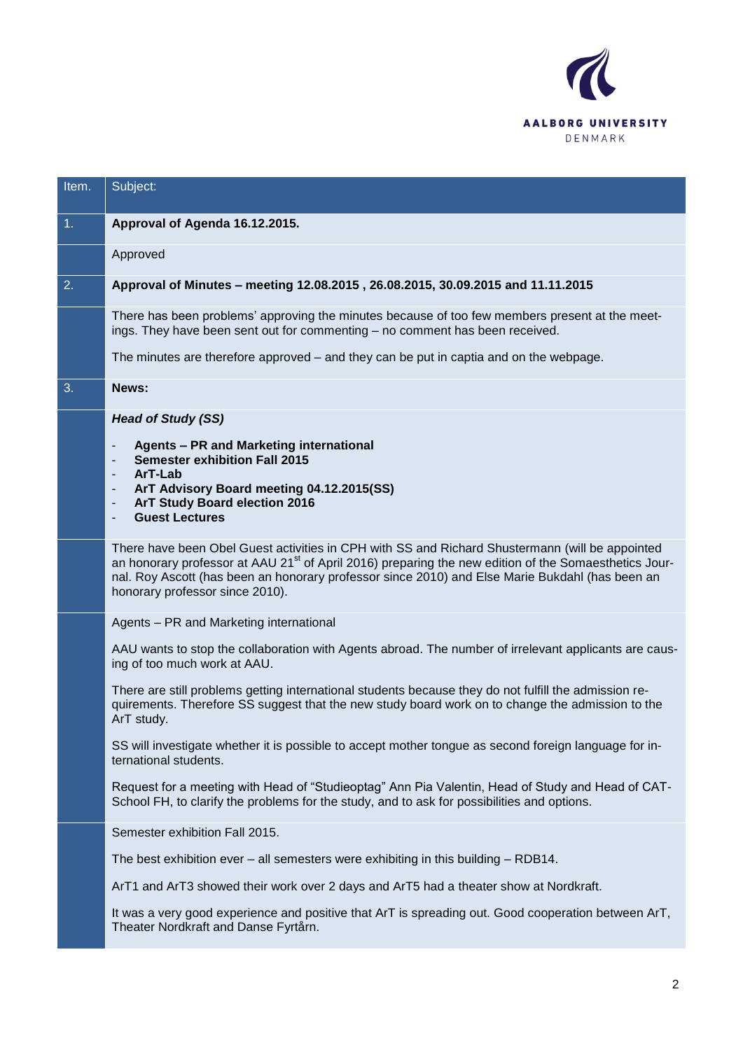| Item. | Subject: |
| --- | --- |
| 1. | **Approval of Agenda 16.12.2015.** |
| | Approved |
| 2. | **Approval of Minutes – meeting 12.08.2015 , 26.08.2015, 30.09.2015 and 11.11.2015** |
| | There has been problems' approving the minutes because of too few members present at the meetings. They have been sent out for commenting – no comment has been received.<br><br>The minutes are therefore approved – and they can be put in captia and on the webpage. |
| 3. | **News:** |
| | ***Head of Study (SS)***<br><br>- **Agents – PR and Marketing international**<br>- **Semester exhibition Fall 2015**<br>- **ArT-Lab**<br>- **ArT Advisory Board meeting 04.12.2015(SS)**<br>- **ArT Study Board election 2016**<br>- **Guest Lectures** |
| | There have been Obel Guest activities in CPH with SS and Richard Shustermann (will be appointed an honorary professor at AAU 21st of April 2016) preparing the new edition of the Somaesthetics Journal. Roy Ascott (has been an honorary professor since 2010) and Else Marie Bukdahl (has been an honorary professor since 2010). |
| | Agents – PR and Marketing international<br><br>AAU wants to stop the collaboration with Agents abroad. The number of irrelevant applicants are causing of too much work at AAU.<br><br>There are still problems getting international students because they do not fulfill the admission requirements. Therefore SS suggest that the new study board work on to change the admission to the ArT study.<br><br>SS will investigate whether it is possible to accept mother tongue as second foreign language for international students.<br><br>Request for a meeting with Head of "Studieoptag" Ann Pia Valentin, Head of Study and Head of CAT-School FH, to clarify the problems for the study, and to ask for possibilities and options. |
| | Semester exhibition Fall 2015.<br><br>The best exhibition ever – all semesters were exhibiting in this building – RDB14.<br><br>ArT1 and ArT3 showed their work over 2 days and ArT5 had a theater show at Nordkraft.<br><br>It was a very good experience and positive that ArT is spreading out. Good cooperation between ArT, Theater Nordkraft and Danse Fyrtårn. |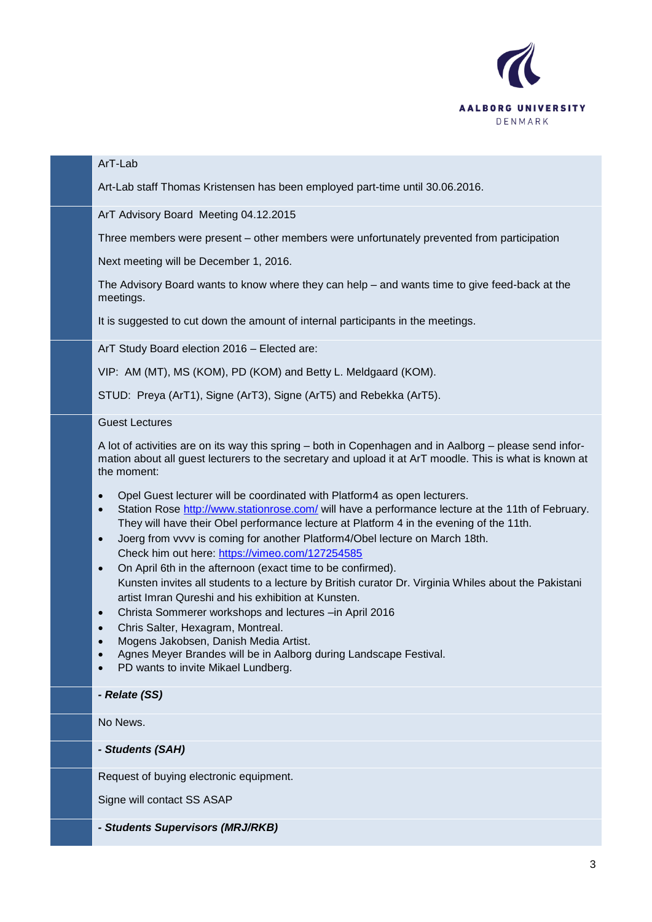ArT-Lab

Art-Lab staff Thomas Kristensen has been employed part-time until 30.06.2016.

ArT Advisory Board  Meeting 04.12.2015

Three members were present – other members were unfortunately prevented from participation

Next meeting will be December 1, 2016.

The Advisory Board wants to know where they can help – and wants time to give feed-back at the meetings.

It is suggested to cut down the amount of internal participants in the meetings.

ArT Study Board election 2016 – Elected are:

VIP:  AM (MT), MS (KOM), PD (KOM) and Betty L. Meldgaard (KOM).

STUD:  Preya (ArT1), Signe (ArT3), Signe (ArT5) and Rebekka (ArT5).

Guest Lectures

A lot of activities are on its way this spring – both in Copenhagen and in Aalborg – please send information about all guest lecturers to the secretary and upload it at ArT moodle. This is what is known at the moment:

- Opel Guest lecturer will be coordinated with Platform4 as open lecturers.
- Station Rose http://www.stationrose.com/ will have a performance lecture at the 11th of February. They will have their Obel performance lecture at Platform 4 in the evening of the 11th.
- Joerg from vvvv is coming for another Platform4/Obel lecture on March 18th. Check him out here: https://vimeo.com/127254585
- On April 6th in the afternoon (exact time to be confirmed). Kunsten invites all students to a lecture by British curator Dr. Virginia Whiles about the Pakistani artist Imran Qureshi and his exhibition at Kunsten.
- Christa Sommerer workshops and lectures –in April 2016
- Chris Salter, Hexagram, Montreal.
- Mogens Jakobsen, Danish Media Artist.
- Agnes Meyer Brandes will be in Aalborg during Landscape Festival.
- PD wants to invite Mikael Lundberg.

***- Relate (SS)***

No News.

***- Students (SAH)***

Request of buying electronic equipment.

Signe will contact SS ASAP

***- Students Supervisors (MRJ/RKB)***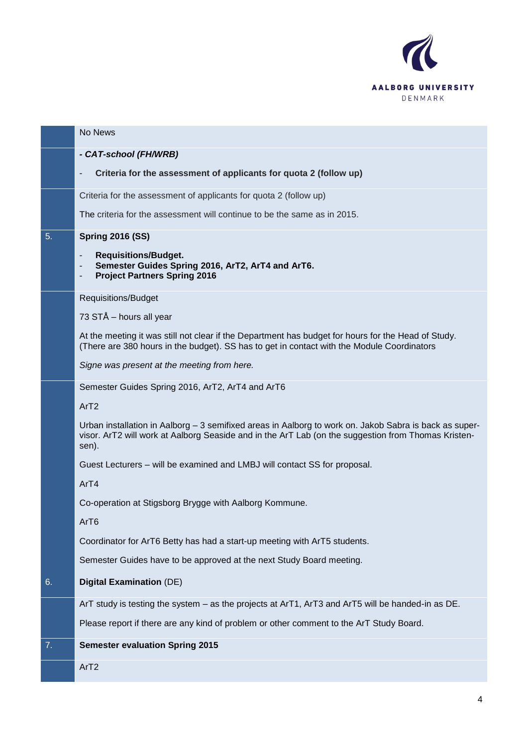| | |
|---|---|
| | No News |
| | ***- CAT-school (FH/WRB)*** <br> - **Criteria for the assessment of applicants for quota 2 (follow up)** |
| | Criteria for the assessment of applicants for quota 2 (follow up) <br> The criteria for the assessment will continue to be the same as in 2015. |
| 5. | **Spring 2016 (SS)** <br> - **Requisitions/Budget.** <br> - **Semester Guides Spring 2016, ArT2, ArT4 and ArT6.** <br> - **Project Partners Spring 2016** |
| | Requisitions/Budget <br> 73 STÅ – hours all year <br> At the meeting it was still not clear if the Department has budget for hours for the Head of Study. (There are 380 hours in the budget). SS has to get in contact with the Module Coordinators <br> *Signe was present at the meeting from here.* |
| | Semester Guides Spring 2016, ArT2, ArT4 and ArT6 <br> ArT2 <br> Urban installation in Aalborg – 3 semifixed areas in Aalborg to work on. Jakob Sabra is back as supervisor. ArT2 will work at Aalborg Seaside and in the ArT Lab (on the suggestion from Thomas Kristensen). <br> Guest Lecturers – will be examined and LMBJ will contact SS for proposal. <br> ArT4 <br> Co-operation at Stigsborg Brygge with Aalborg Kommune. <br> ArT6 <br> Coordinator for ArT6 Betty has had a start-up meeting with ArT5 students. <br> Semester Guides have to be approved at the next Study Board meeting. |
| 6. | **Digital Examination** (DE) |
| | ArT study is testing the system – as the projects at ArT1, ArT3 and ArT5 will be handed-in as DE. <br> Please report if there are any kind of problem or other comment to the ArT Study Board. |
| 7. | **Semester evaluation Spring 2015** |
| | ArT2 |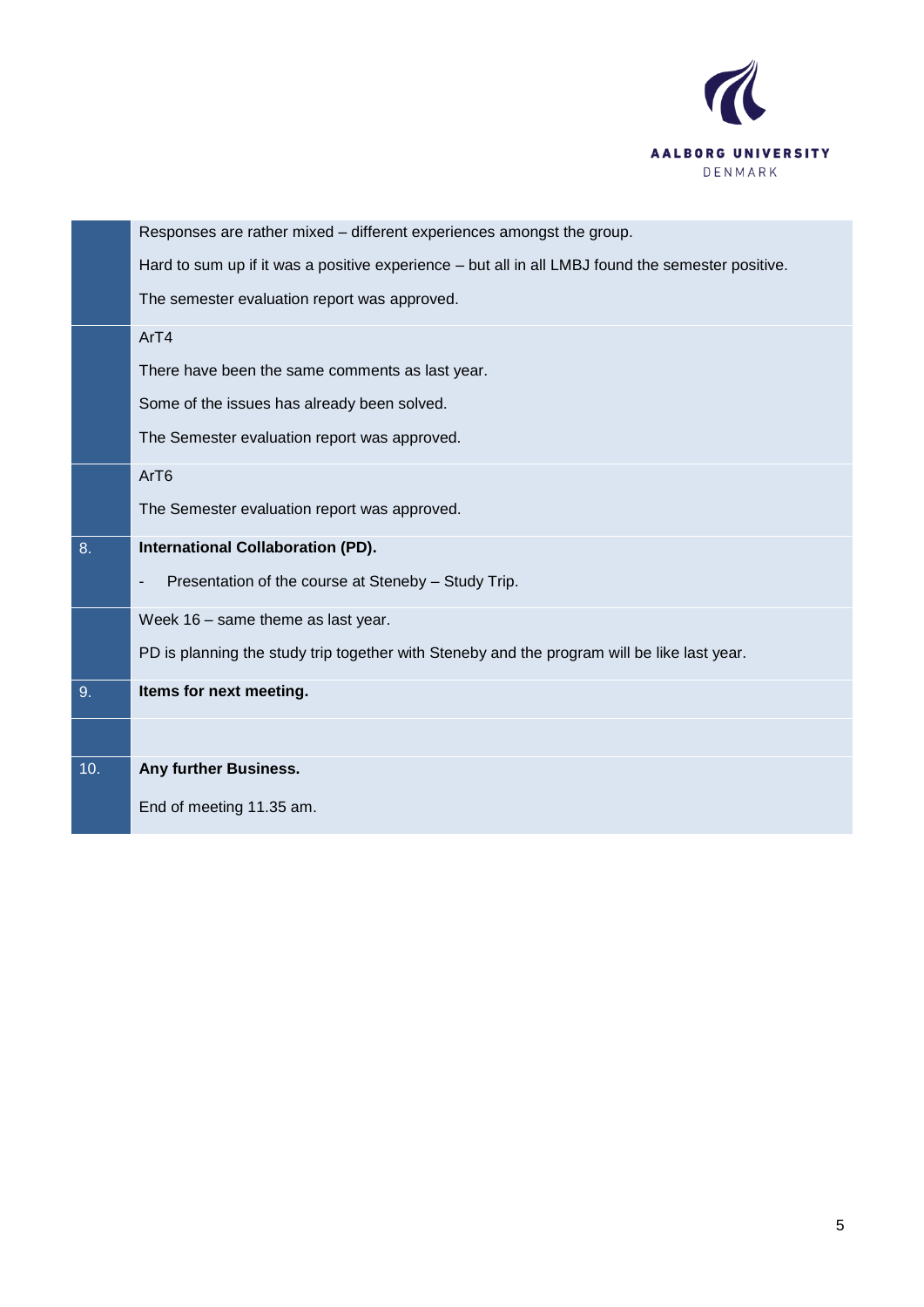| | |
|---|---|
| | Responses are rather mixed – different experiences amongst the group.<br>Hard to sum up if it was a positive experience – but all in all LMBJ found the semester positive.<br>The semester evaluation report was approved. |
| | ArT4<br>There have been the same comments as last year.<br>Some of the issues has already been solved.<br>The Semester evaluation report was approved. |
| | ArT6<br>The Semester evaluation report was approved. |
| 8. | **International Collaboration (PD).**<br>- Presentation of the course at Steneby – Study Trip. |
| | Week 16 – same theme as last year.<br>PD is planning the study trip together with Steneby and the program will be like last year. |
| 9. | **Items for next meeting.** |
| | |
| 10. | **Any further Business.**<br>End of meeting 11.35 am. |